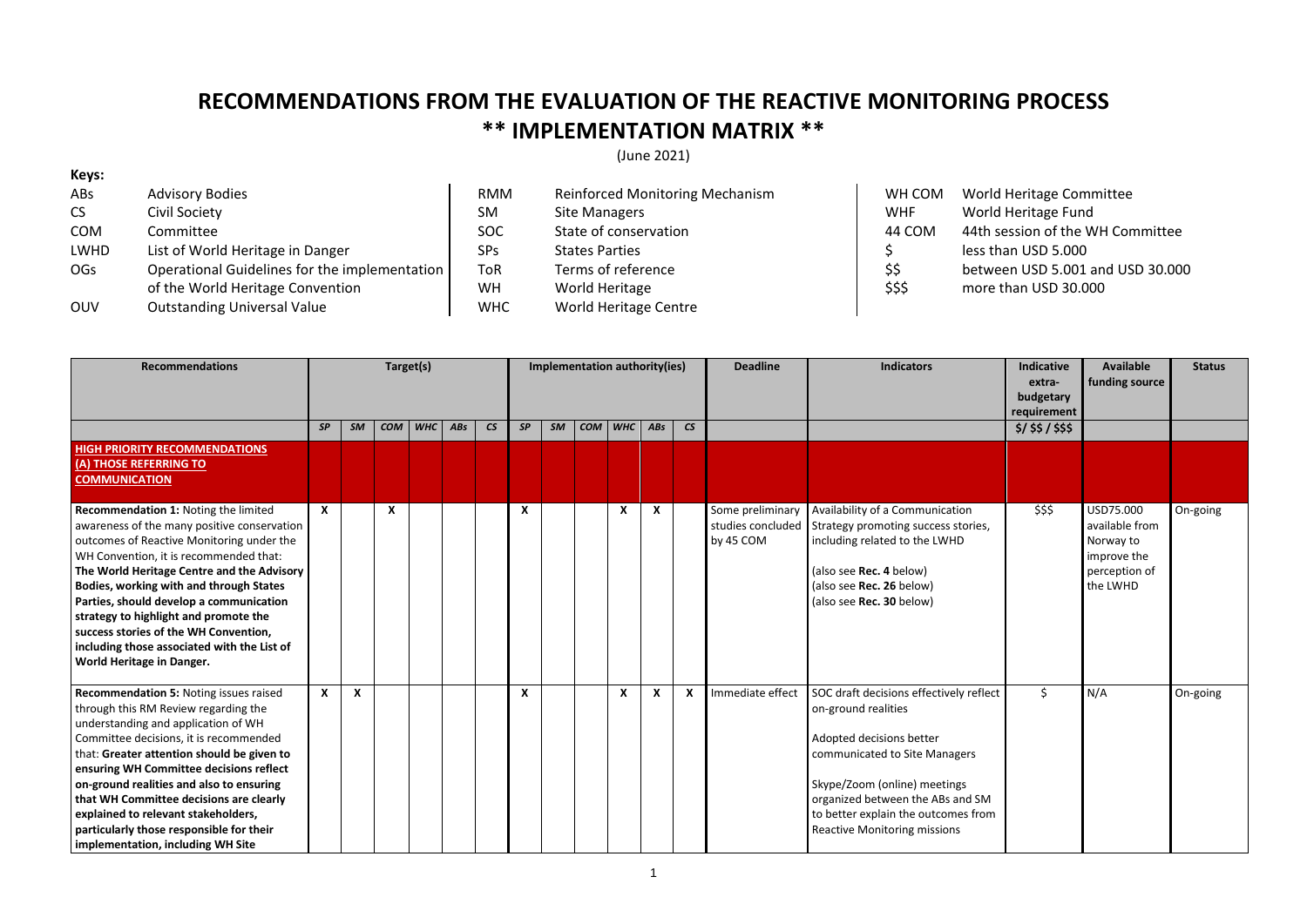# RECOMMENDATIONS FROM THE EVALUATION OF THE REACTIVE MONITORING PROCESS

## ** IMPLEMENTATION MATRIX **

(June 2021)

**Keys:**

| | | | | | |
|---|---|---|---|---|---|
| ABs | Advisory Bodies | RMM | Reinforced Monitoring Mechanism | WH COM | World Heritage Committee |
| CS | Civil Society | SM | Site Managers | WHF | World Heritage Fund |
| COM | Committee | SOC | State of conservation | 44 COM | 44th session of the WH Committee |
| LWHD | List of World Heritage in Danger | SPs | States Parties | $ | less than USD 5.000 |
| OGs | Operational Guidelines for the implementation of the World Heritage Convention | ToR | Terms of reference | $$ | between USD 5.001 and USD 30.000 |
| OUV | Outstanding Universal Value | WH | World Heritage | $$$ | more than USD 30.000 |
| | | WHC | World Heritage Centre | | |

| Recommendations | Target(s) | | | | | | Implementation authority(ies) | | | | | | Deadline | Indicators | Indicative extra-budgetary requirement | Available funding source | Status |
|---|---|---|---|---|---|---|---|---|---|---|---|---|---|---|---|---|---|
| | *SP* | *SM* | *COM* | *WHC* | *ABs* | *CS* | *SP* | *SM* | *COM* | *WHC* | *ABs* | *CS* | | | *$/ $$ / $$$* | | |
| **HIGH PRIORITY RECOMMENDATIONS (A) THOSE REFERRING TO COMMUNICATION** | | | | | | | | | | | | | | | | | |
| **Recommendation 1:** Noting the limited awareness of the many positive conservation outcomes of Reactive Monitoring under the WH Convention, it is recommended that: **The World Heritage Centre and the Advisory Bodies, working with and through States Parties, should develop a communication strategy to highlight and promote the success stories of the WH Convention, including those associated with the List of World Heritage in Danger.** | X | | X | | | | X | | | X | X | | Some preliminary studies concluded by 45 COM | Availability of a Communication Strategy promoting success stories, including related to the LWHD<br><br>(also see **Rec. 4** below)<br>(also see **Rec. 26** below)<br>(also see **Rec. 30** below) | $$$ | USD75.000 available from Norway to improve the perception of the LWHD | On-going |
| **Recommendation 5:** Noting issues raised through this RM Review regarding the understanding and application of WH Committee decisions, it is recommended that: **Greater attention should be given to ensuring WH Committee decisions reflect on-ground realities and also to ensuring that WH Committee decisions are clearly explained to relevant stakeholders, particularly those responsible for their implementation, including WH Site** | X | X | | | | | X | | | X | X | X | Immediate effect | SOC draft decisions effectively reflect on-ground realities<br><br>Adopted decisions better communicated to Site Managers<br><br>Skype/Zoom (online) meetings organized between the ABs and SM to better explain the outcomes from Reactive Monitoring missions | $ | N/A | On-going |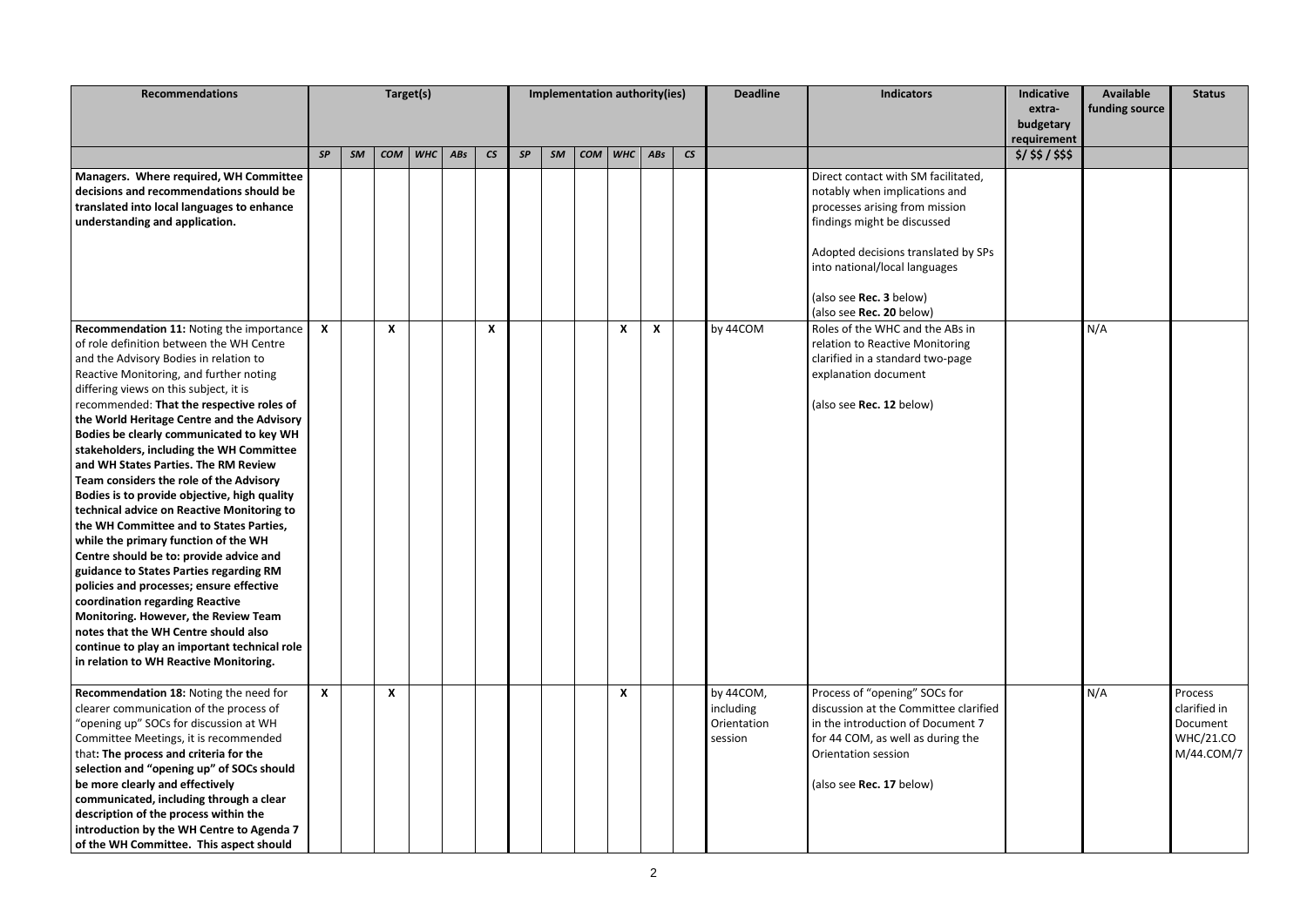| Recommendations | Target(s) | | | | | | Implementation authority(ies) | | | | | | Deadline | Indicators | Indicative extra-budgetary requirement | Available funding source | Status |
|---|---|---|---|---|---|---|---|---|---|---|---|---|---|---|---|---|---|
| | SP | SM | COM | WHC | ABs | CS | SP | SM | COM | WHC | ABs | CS | | | $/ $$ / $$$ | | |
| **Managers. Where required, WH Committee decisions and recommendations should be translated into local languages to enhance understanding and application.** | | | | | | | | | | | | | | Direct contact with SM facilitated, notably when implications and processes arising from mission findings might be discussed<br><br>Adopted decisions translated by SPs into national/local languages<br><br>(also see **Rec. 3** below)<br>(also see **Rec. 20** below) | | | |
| **Recommendation 11:** Noting the importance of role definition between the WH Centre and the Advisory Bodies in relation to Reactive Monitoring, and further noting differing views on this subject, it is recommended: **That the respective roles of the World Heritage Centre and the Advisory Bodies be clearly communicated to key WH stakeholders, including the WH Committee and WH States Parties. The RM Review Team considers the role of the Advisory Bodies is to provide objective, high quality technical advice on Reactive Monitoring to the WH Committee and to States Parties, while the primary function of the WH Centre should be to: provide advice and guidance to States Parties regarding RM policies and processes; ensure effective coordination regarding Reactive Monitoring. However, the Review Team notes that the WH Centre should also continue to play an important technical role in relation to WH Reactive Monitoring.** | X | | X | | | X | | | | X | X | | by 44COM | Roles of the WHC and the ABs in relation to Reactive Monitoring clarified in a standard two-page explanation document<br><br>(also see **Rec. 12** below) | | N/A | |
| **Recommendation 18:** Noting the need for clearer communication of the process of "opening up" SOCs for discussion at WH Committee Meetings, it is recommended that**: The process and criteria for the selection and "opening up" of SOCs should be more clearly and effectively communicated, including through a clear description of the process within the introduction by the WH Centre to Agenda 7 of the WH Committee. This aspect should** | X | | X | | | | | | | X | | | by 44COM, including Orientation session | Process of "opening" SOCs for discussion at the Committee clarified in the introduction of Document 7 for 44 COM, as well as during the Orientation session<br><br>(also see **Rec. 17** below) | | N/A | Process clarified in Document WHC/21.COM/44.COM/7 |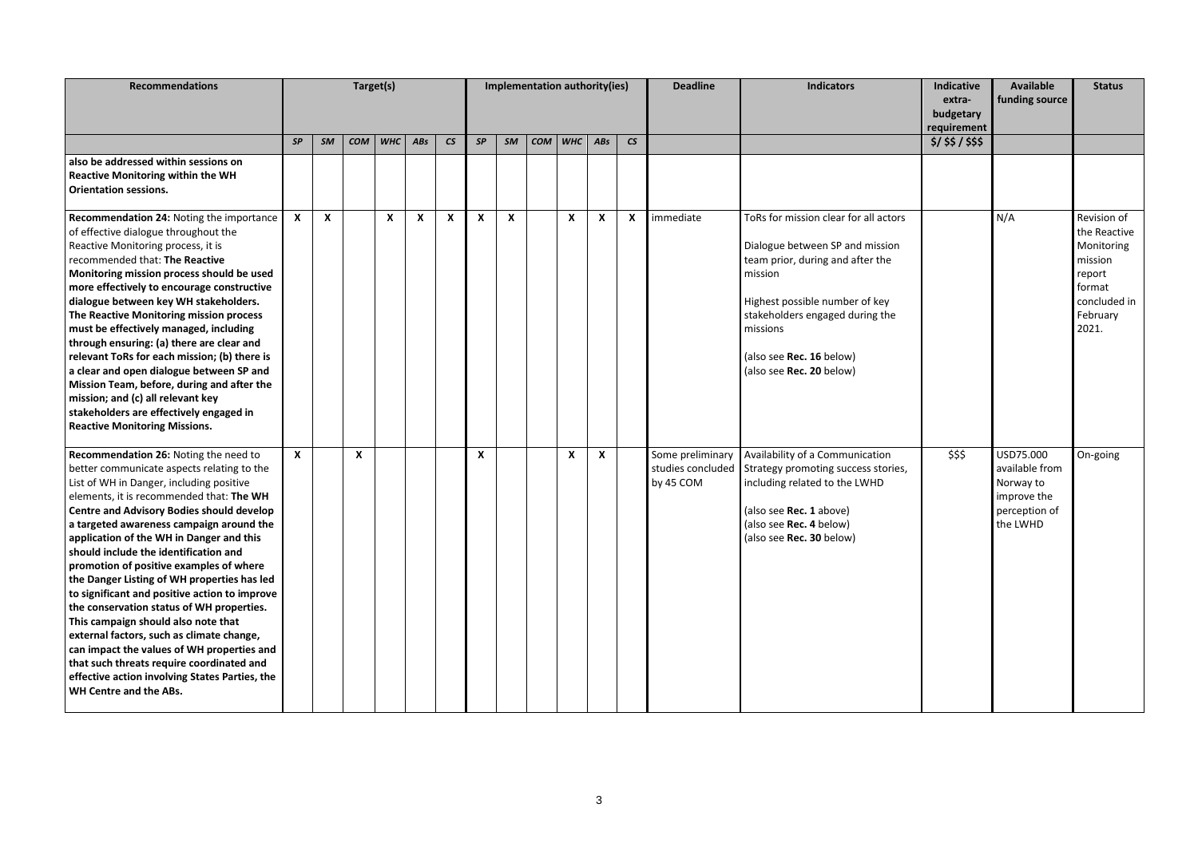| Recommendations | Target(s) | | | | | | Implementation authority(ies) | | | | | | Deadline | Indicators | Indicative extra-budgetary requirement | Available funding source | Status |
|---|---|---|---|---|---|---|---|---|---|---|---|---|---|---|---|---|---|
| | *SP* | *SM* | *COM* | *WHC* | *ABs* | *CS* | *SP* | *SM* | *COM* | *WHC* | *ABs* | *CS* | | | $/ $$ / $$$ | | |
| **also be addressed within sessions on Reactive Monitoring within the WH Orientation sessions.** | | | | | | | | | | | | | | | | | |
| **Recommendation 24:** Noting the importance of effective dialogue throughout the Reactive Monitoring process, it is recommended that: **The Reactive Monitoring mission process should be used more effectively to encourage constructive dialogue between key WH stakeholders. The Reactive Monitoring mission process must be effectively managed, including through ensuring: (a) there are clear and relevant ToRs for each mission; (b) there is a clear and open dialogue between SP and Mission Team, before, during and after the mission; and (c) all relevant key stakeholders are effectively engaged in Reactive Monitoring Missions.** | X | X | | X | X | X | X | X | | X | X | X | immediate | ToRs for mission clear for all actors<br><br>Dialogue between SP and mission team prior, during and after the mission<br><br>Highest possible number of key stakeholders engaged during the missions<br><br>(also see **Rec. 16** below)<br>(also see **Rec. 20** below) | | N/A | Revision of the Reactive Monitoring mission report format concluded in February 2021. |
| **Recommendation 26:** Noting the need to better communicate aspects relating to the List of WH in Danger, including positive elements, it is recommended that: **The WH Centre and Advisory Bodies should develop a targeted awareness campaign around the application of the WH in Danger and this should include the identification and promotion of positive examples of where the Danger Listing of WH properties has led to significant and positive action to improve the conservation status of WH properties. This campaign should also note that external factors, such as climate change, can impact the values of WH properties and that such threats require coordinated and effective action involving States Parties, the WH Centre and the ABs.** | X | | X | | | | X | | | X | X | | Some preliminary studies concluded by 45 COM | Availability of a Communication Strategy promoting success stories, including related to the LWHD<br><br>(also see **Rec. 1** above)<br>(also see **Rec. 4** below)<br>(also see **Rec. 30** below) | $$$ | USD75.000 available from Norway to improve the perception of the LWHD | On-going |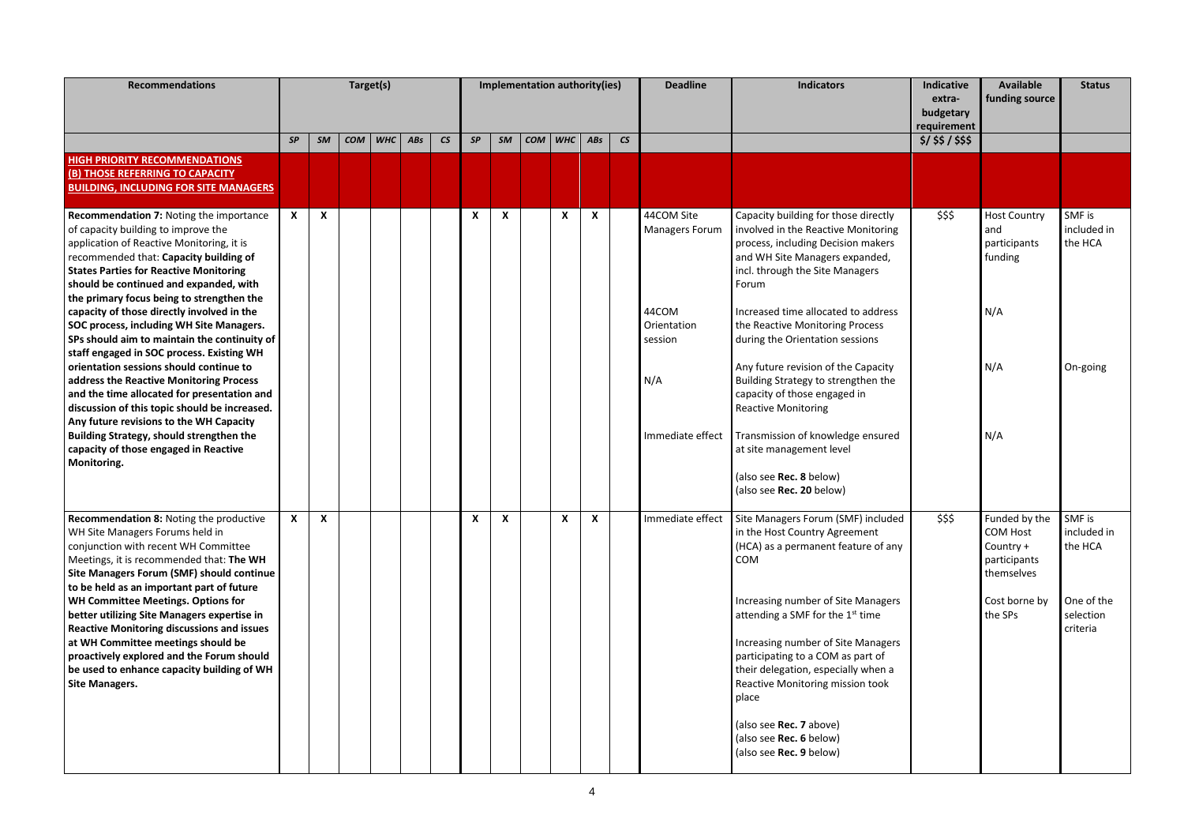| Recommendations | Target(s) | | | | | | Implementation authority(ies) | | | | | | Deadline | Indicators | Indicative extra-budgetary requirement | Available funding source | Status |
|---|---|---|---|---|---|---|---|---|---|---|---|---|---|---|---|---|---|
| | *SP* | *SM* | *COM* | *WHC* | *ABs* | *CS* | *SP* | *SM* | *COM* | *WHC* | *ABs* | *CS* | | | $/ $$ / $$$ | | |
| **HIGH PRIORITY RECOMMENDATIONS (B) THOSE REFERRING TO CAPACITY BUILDING, INCLUDING FOR SITE MANAGERS** | | | | | | | | | | | | | | | | | |
| **Recommendation 7:** Noting the importance of capacity building to improve the application of Reactive Monitoring, it is recommended that: **Capacity building of States Parties for Reactive Monitoring should be continued and expanded, with the primary focus being to strengthen the capacity of those directly involved in the SOC process, including WH Site Managers. SPs should aim to maintain the continuity of staff engaged in SOC process. Existing WH orientation sessions should continue to address the Reactive Monitoring Process and the time allocated for presentation and discussion of this topic should be increased. Any future revisions to the WH Capacity Building Strategy, should strengthen the capacity of those engaged in Reactive Monitoring.** | X | X | | | | | X | X | | X | X | | 44COM Site Managers Forum<br><br>44COM Orientation session<br><br>N/A<br><br>Immediate effect | Capacity building for those directly involved in the Reactive Monitoring process, including Decision makers and WH Site Managers expanded, incl. through the Site Managers Forum<br><br>Increased time allocated to address the Reactive Monitoring Process during the Orientation sessions<br><br>Any future revision of the Capacity Building Strategy to strengthen the capacity of those engaged in Reactive Monitoring<br><br>Transmission of knowledge ensured at site management level<br><br>(also see **Rec. 8** below)<br>(also see **Rec. 20** below) | $$$ | Host Country and participants funding<br><br>N/A<br><br>N/A<br><br>N/A | SMF is included in the HCA<br><br>On-going |
| **Recommendation 8:** Noting the productive WH Site Managers Forums held in conjunction with recent WH Committee Meetings, it is recommended that: **The WH Site Managers Forum (SMF) should continue to be held as an important part of future WH Committee Meetings. Options for better utilizing Site Managers expertise in Reactive Monitoring discussions and issues at WH Committee meetings should be proactively explored and the Forum should be used to enhance capacity building of WH Site Managers.** | X | X | | | | | X | X | | X | X | | Immediate effect | Site Managers Forum (SMF) included in the Host Country Agreement (HCA) as a permanent feature of any COM<br><br>Increasing number of Site Managers attending a SMF for the 1st time<br><br>Increasing number of Site Managers participating to a COM as part of their delegation, especially when a Reactive Monitoring mission took place<br><br>(also see **Rec. 7** above)<br>(also see **Rec. 6** below)<br>(also see **Rec. 9** below) | $$$ | Funded by the COM Host Country + participants themselves<br><br>Cost borne by the SPs | SMF is included in the HCA<br><br>One of the selection criteria |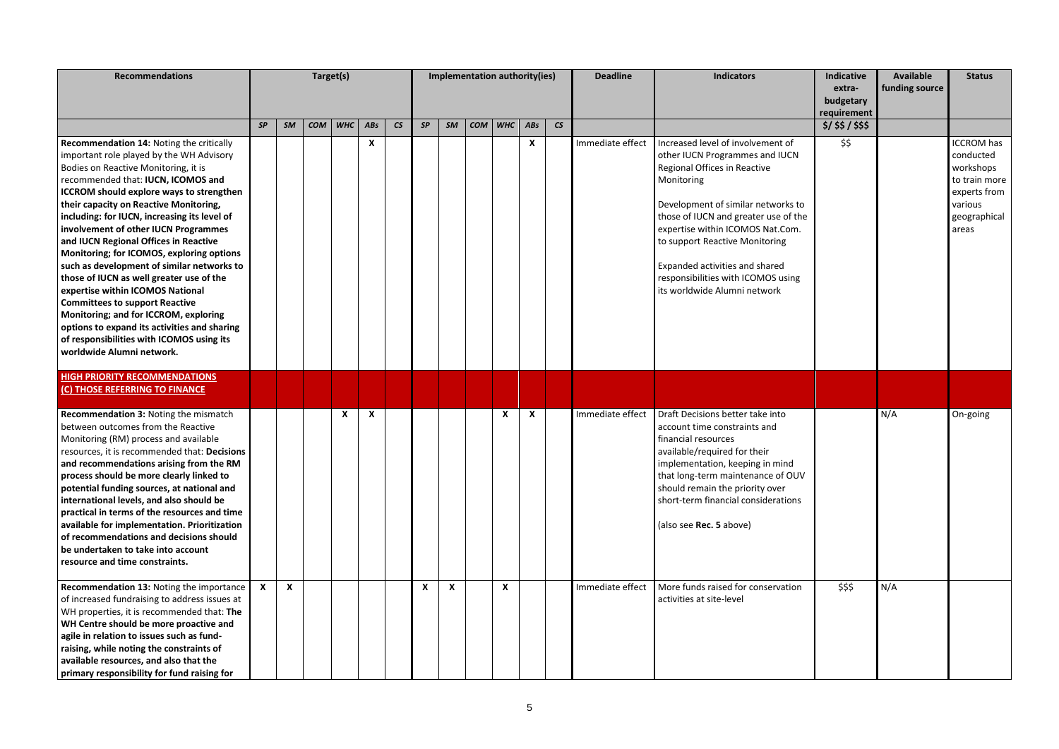| Recommendations | Target(s) | | | | | | Implementation authority(ies) | | | | | | Deadline | Indicators | Indicative extra-budgetary requirement | Available funding source | Status |
|---|---|---|---|---|---|---|---|---|---|---|---|---|---|---|---|---|---|
| | SP | SM | COM | WHC | ABs | CS | SP | SM | COM | WHC | ABs | CS | | | $/ $$ / $$$ | | |
| **Recommendation 14:** Noting the critically important role played by the WH Advisory Bodies on Reactive Monitoring, it is recommended that: **IUCN, ICOMOS and ICCROM should explore ways to strengthen their capacity on Reactive Monitoring, including: for IUCN, increasing its level of involvement of other IUCN Programmes and IUCN Regional Offices in Reactive Monitoring; for ICOMOS, exploring options such as development of similar networks to those of IUCN as well greater use of the expertise within ICOMOS National Committees to support Reactive Monitoring; and for ICCROM, exploring options to expand its activities and sharing of responsibilities with ICOMOS using its worldwide Alumni network.** | | | | | X | | | | | | X | | Immediate effect | Increased level of involvement of other IUCN Programmes and IUCN Regional Offices in Reactive Monitoring<br><br>Development of similar networks to those of IUCN and greater use of the expertise within ICOMOS Nat.Com. to support Reactive Monitoring<br><br>Expanded activities and shared responsibilities with ICOMOS using its worldwide Alumni network | $$ | | ICCROM has conducted workshops to train more experts from various geographical areas |
| **HIGH PRIORITY RECOMMENDATIONS (C) THOSE REFERRING TO FINANCE** | | | | | | | | | | | | | | | | | |
| **Recommendation 3:** Noting the mismatch between outcomes from the Reactive Monitoring (RM) process and available resources, it is recommended that: **Decisions and recommendations arising from the RM process should be more clearly linked to potential funding sources, at national and international levels, and also should be practical in terms of the resources and time available for implementation. Prioritization of recommendations and decisions should be undertaken to take into account resource and time constraints.** | | | | X | X | | | | | X | X | | Immediate effect | Draft Decisions better take into account time constraints and financial resources available/required for their implementation, keeping in mind that long-term maintenance of OUV should remain the priority over short-term financial considerations<br><br>(also see **Rec. 5** above) | | N/A | On-going |
| **Recommendation 13:** Noting the importance of increased fundraising to address issues at WH properties, it is recommended that: **The WH Centre should be more proactive and agile in relation to issues such as fund-raising, while noting the constraints of available resources, and also that the primary responsibility for fund raising for** | X | X | | | | | X | X | | X | | | Immediate effect | More funds raised for conservation activities at site-level | $$$ | N/A | |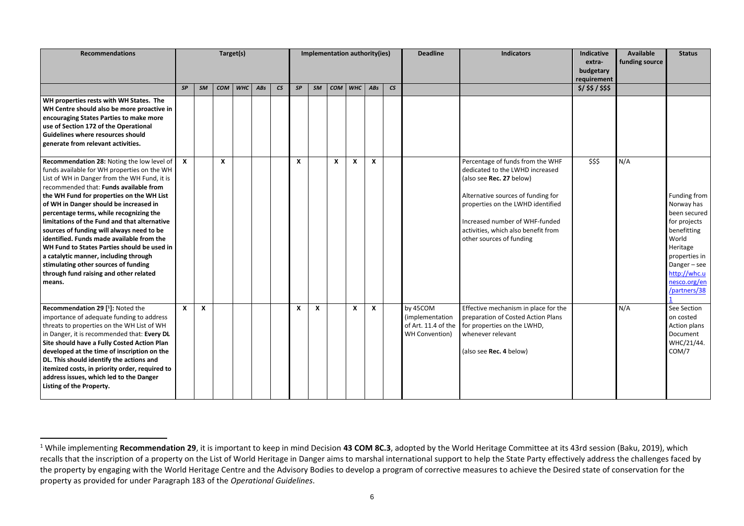| Recommendations | Target(s) | | | | | | Implementation authority(ies) | | | | | | Deadline | Indicators | Indicative extra-budgetary requirement | Available funding source | Status |
|---|---|---|---|---|---|---|---|---|---|---|---|---|---|---|---|---|---|
| | SP | SM | COM | WHC | ABs | CS | SP | SM | COM | WHC | ABs | CS | | | $/ $$ / $$$ | | |
| **WH properties rests with WH States. The WH Centre should also be more proactive in encouraging States Parties to make more use of Section 172 of the Operational Guidelines where resources should generate from relevant activities.** | | | | | | | | | | | | | | | | | |
| **Recommendation 28:** Noting the low level of funds available for WH properties on the WH List of WH in Danger from the WH Fund, it is recommended that: **Funds available from the WH Fund for properties on the WH List of WH in Danger should be increased in percentage terms, while recognizing the limitations of the Fund and that alternative sources of funding will always need to be identified. Funds made available from the WH Fund to States Parties should be used in a catalytic manner, including through stimulating other sources of funding through fund raising and other related means.** | X | | X | | | | X | | X | X | X | | | Percentage of funds from the WHF dedicated to the LWHD increased (also see **Rec. 27** below)<br><br>Alternative sources of funding for properties on the LWHD identified<br><br>Increased number of WHF-funded activities, which also benefit from other sources of funding | $$$ | N/A | Funding from Norway has been secured for projects benefitting World Heritage properties in Danger – see http://whc.unesco.org/en/partners/381 |
| **Recommendation 29 [1]:** Noted the importance of adequate funding to address threats to properties on the WH List of WH in Danger, it is recommended that: **Every DL Site should have a Fully Costed Action Plan developed at the time of inscription on the DL. This should identify the actions and itemized costs, in priority order, required to address issues, which led to the Danger Listing of the Property.** | X | X | | | | | X | X | | X | X | | by 45COM (implementation of Art. 11.4 of the WH Convention) | Effective mechanism in place for the preparation of Costed Action Plans for properties on the LWHD, whenever relevant<br><br>(also see **Rec. 4** below) | | N/A | See Section on costed Action plans Document WHC/21/44.COM/7 |

[1] While implementing **Recommendation 29**, it is important to keep in mind Decision **43 COM 8C.3**, adopted by the World Heritage Committee at its 43rd session (Baku, 2019), which recalls that the inscription of a property on the List of World Heritage in Danger aims to marshal international support to help the State Party effectively address the challenges faced by the property by engaging with the World Heritage Centre and the Advisory Bodies to develop a program of corrective measures to achieve the Desired state of conservation for the property as provided for under Paragraph 183 of the *Operational Guidelines*.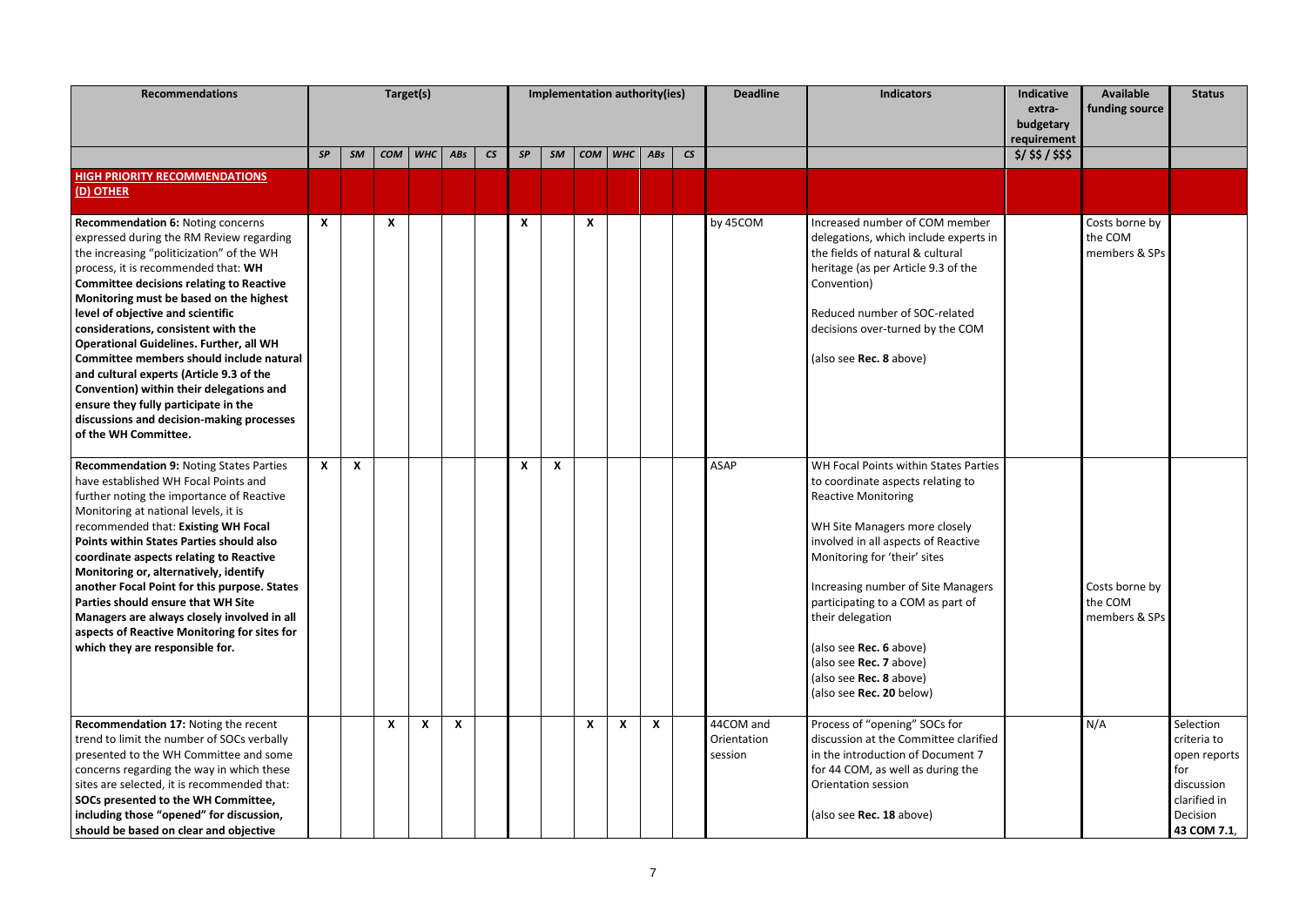| Recommendations | Target(s) | | | | | | Implementation authority(ies) | | | | | | Deadline | Indicators | Indicative extra-budgetary requirement | Available funding source | Status |
|---|---|---|---|---|---|---|---|---|---|---|---|---|---|---|---|---|---|
| | SP | SM | COM | WHC | ABs | CS | SP | SM | COM | WHC | ABs | CS | | | $/ $$ / $$$ | | |
| **HIGH PRIORITY RECOMMENDATIONS (D) OTHER** | | | | | | | | | | | | | | | | | |
| **Recommendation 6:** Noting concerns expressed during the RM Review regarding the increasing "politicization" of the WH process, it is recommended that: **WH Committee decisions relating to Reactive Monitoring must be based on the highest level of objective and scientific considerations, consistent with the Operational Guidelines. Further, all WH Committee members should include natural and cultural experts (Article 9.3 of the Convention) within their delegations and ensure they fully participate in the discussions and decision-making processes of the WH Committee.** | X | | X | | | | X | | X | | | | by 45COM | Increased number of COM member delegations, which include experts in the fields of natural & cultural heritage (as per Article 9.3 of the Convention)<br><br>Reduced number of SOC-related decisions over-turned by the COM<br><br>(also see **Rec. 8** above) | | Costs borne by the COM members & SPs | |
| **Recommendation 9:** Noting States Parties have established WH Focal Points and further noting the importance of Reactive Monitoring at national levels, it is recommended that: **Existing WH Focal Points within States Parties should also coordinate aspects relating to Reactive Monitoring or, alternatively, identify another Focal Point for this purpose. States Parties should ensure that WH Site Managers are always closely involved in all aspects of Reactive Monitoring for sites for which they are responsible for.** | X | X | | | | | X | X | | | | | ASAP | WH Focal Points within States Parties to coordinate aspects relating to Reactive Monitoring<br><br>WH Site Managers more closely involved in all aspects of Reactive Monitoring for 'their' sites<br><br>Increasing number of Site Managers participating to a COM as part of their delegation<br><br>(also see **Rec. 6** above)<br>(also see **Rec. 7** above)<br>(also see **Rec. 8** above)<br>(also see **Rec. 20** below) | | Costs borne by the COM members & SPs | |
| **Recommendation 17:** Noting the recent trend to limit the number of SOCs verbally presented to the WH Committee and some concerns regarding the way in which these sites are selected, it is recommended that: **SOCs presented to the WH Committee, including those "opened" for discussion, should be based on clear and objective** | | | X | X | X | | | | X | X | X | | 44COM and Orientation session | Process of "opening" SOCs for discussion at the Committee clarified in the introduction of Document 7 for 44 COM, as well as during the Orientation session<br><br>(also see **Rec. 18** above) | | N/A | Selection criteria to open reports for discussion clarified in Decision **43 COM 7.1**, |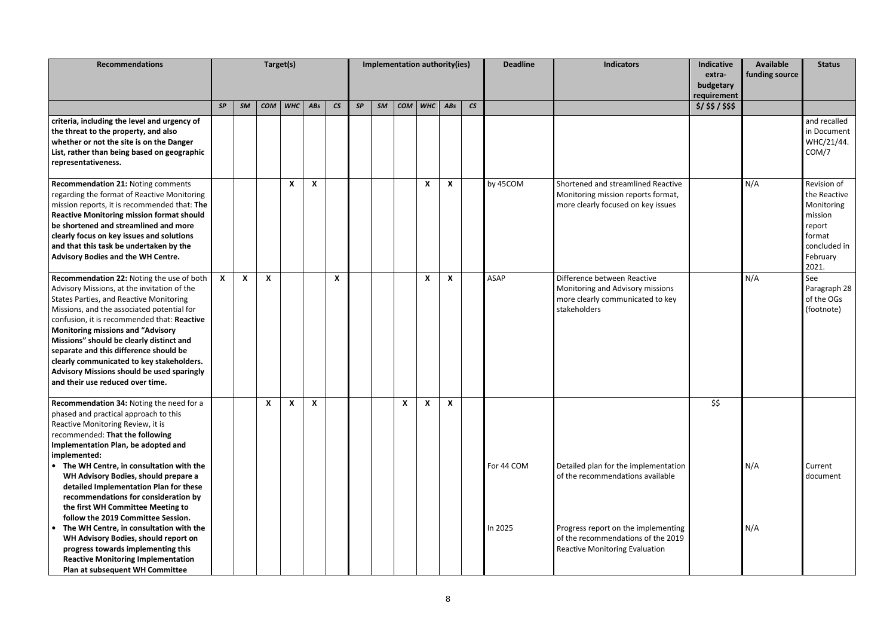| Recommendations | Target(s) | | | | | | Implementation authority(ies) | | | | | | Deadline | Indicators | Indicative extra-budgetary requirement | Available funding source | Status |
|---|---|---|---|---|---|---|---|---|---|---|---|---|---|---|---|---|---|
| | *SP* | *SM* | *COM* | *WHC* | *ABs* | *CS* | *SP* | *SM* | *COM* | *WHC* | *ABs* | *CS* | | | $/ $$ / $$$ | | |
| **criteria, including the level and urgency of the threat to the property, and also whether or not the site is on the Danger List, rather than being based on geographic representativeness.** | | | | | | | | | | | | | | | | | and recalled in Document WHC/21/44. COM/7 |
| **Recommendation 21:** Noting comments regarding the format of Reactive Monitoring mission reports, it is recommended that: **The Reactive Monitoring mission format should be shortened and streamlined and more clearly focus on key issues and solutions and that this task be undertaken by the Advisory Bodies and the WH Centre.** | | | | X | X | | | | | X | X | | by 45COM | Shortened and streamlined Reactive Monitoring mission reports format, more clearly focused on key issues | | N/A | Revision of the Reactive Monitoring mission report format concluded in February 2021. |
| **Recommendation 22:** Noting the use of both Advisory Missions, at the invitation of the States Parties, and Reactive Monitoring Missions, and the associated potential for confusion, it is recommended that: **Reactive Monitoring missions and "Advisory Missions" should be clearly distinct and separate and this difference should be clearly communicated to key stakeholders. Advisory Missions should be used sparingly and their use reduced over time.** | X | X | X | | | X | | | | X | X | | ASAP | Difference between Reactive Monitoring and Advisory missions more clearly communicated to key stakeholders | | N/A | See Paragraph 28 of the OGs (footnote) |
| **Recommendation 34:** Noting the need for a phased and practical approach to this Reactive Monitoring Review, it is recommended: **That the following Implementation Plan, be adopted and implemented:** | | | X | X | X | | | | X | X | X | | | | $$ | | |
| • **The WH Centre, in consultation with the WH Advisory Bodies, should prepare a detailed Implementation Plan for these recommendations for consideration by the first WH Committee Meeting to follow the 2019 Committee Session.** | | | | | | | | | | | | | For 44 COM | Detailed plan for the implementation of the recommendations available | | N/A | Current document |
| • **The WH Centre, in consultation with the WH Advisory Bodies, should report on progress towards implementing this Reactive Monitoring Implementation Plan at subsequent WH Committee** | | | | | | | | | | | | | In 2025 | Progress report on the implementing of the recommendations of the 2019 Reactive Monitoring Evaluation | | N/A | |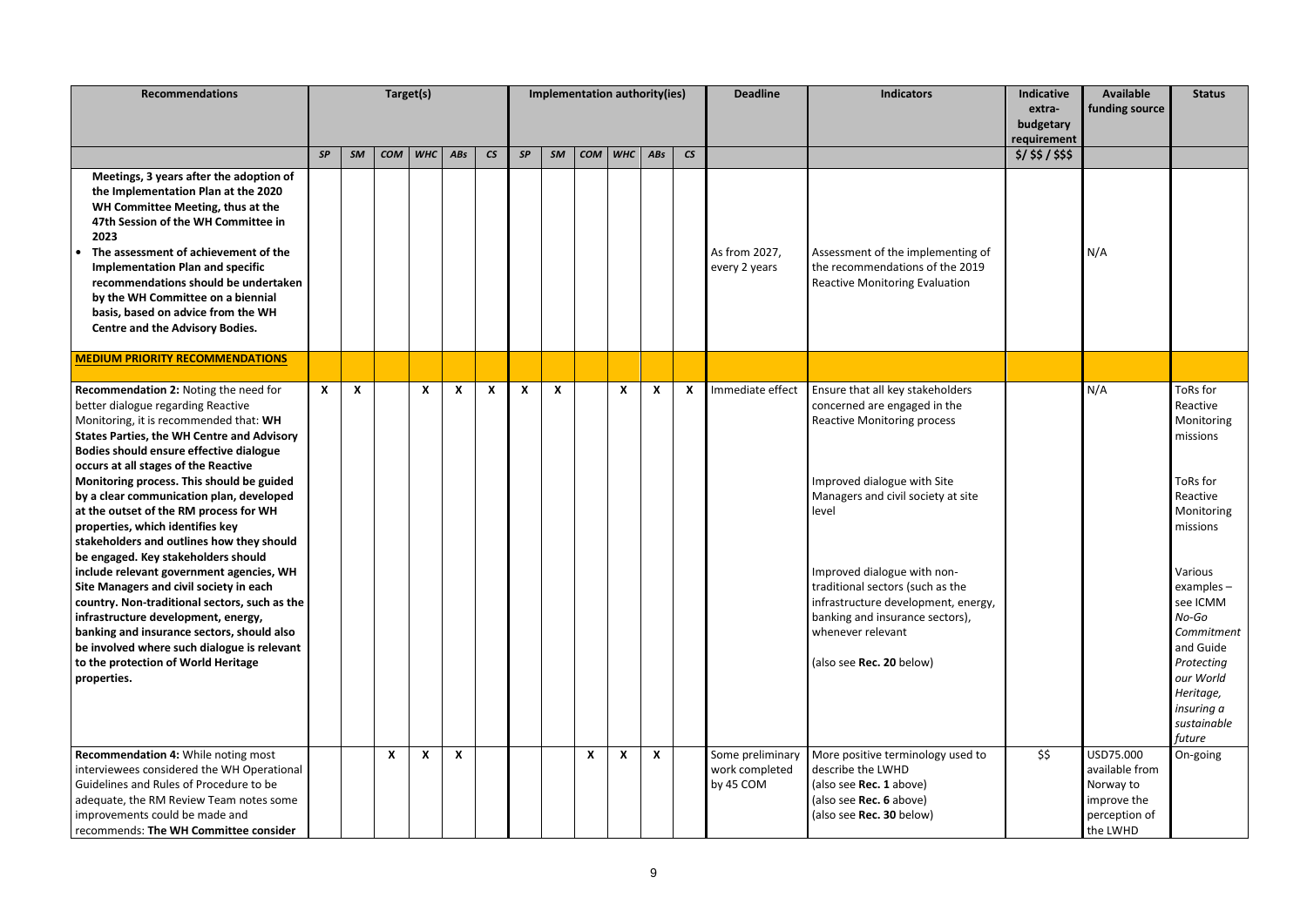| Recommendations | Target(s) | | | | | | Implementation authority(ies) | | | | | | Deadline | Indicators | Indicative extra-budgetary requirement | Available funding source | Status |
|---|---|---|---|---|---|---|---|---|---|---|---|---|---|---|---|---|---|
| | *SP* | *SM* | *COM* | *WHC* | *ABs* | *CS* | *SP* | *SM* | *COM* | *WHC* | *ABs* | *CS* | | | $/ $$ / $$$ | | |
| **Meetings, 3 years after the adoption of the Implementation Plan at the 2020 WH Committee Meeting, thus at the 47th Session of the WH Committee in 2023**<br>• **The assessment of achievement of the Implementation Plan and specific recommendations should be undertaken by the WH Committee on a biennial basis, based on advice from the WH Centre and the Advisory Bodies.** | | | | | | | | | | | | | As from 2027, every 2 years | Assessment of the implementing of the recommendations of the 2019 Reactive Monitoring Evaluation | | N/A | |
| **MEDIUM PRIORITY RECOMMENDATIONS** | | | | | | | | | | | | | | | | | |
| **Recommendation 2:** Noting the need for better dialogue regarding Reactive Monitoring, it is recommended that: **WH States Parties, the WH Centre and Advisory Bodies should ensure effective dialogue occurs at all stages of the Reactive Monitoring process. This should be guided by a clear communication plan, developed at the outset of the RM process for WH properties, which identifies key stakeholders and outlines how they should be engaged. Key stakeholders should include relevant government agencies, WH Site Managers and civil society in each country. Non-traditional sectors, such as the infrastructure development, energy, banking and insurance sectors, should also be involved where such dialogue is relevant to the protection of World Heritage properties.** | X | X | | X | X | X | X | X | | X | X | X | Immediate effect | Ensure that all key stakeholders concerned are engaged in the Reactive Monitoring process<br><br>Improved dialogue with Site Managers and civil society at site level<br><br>Improved dialogue with non-traditional sectors (such as the infrastructure development, energy, banking and insurance sectors), whenever relevant<br><br>(also see **Rec. 20** below) | | N/A | ToRs for Reactive Monitoring missions<br><br>ToRs for Reactive Monitoring missions<br><br>Various examples – see ICMM *No-Go Commitment* and Guide *Protecting our World Heritage, insuring a sustainable future* |
| **Recommendation 4:** While noting most interviewees considered the WH Operational Guidelines and Rules of Procedure to be adequate, the RM Review Team notes some improvements could be made and recommends: **The WH Committee consider** | | | X | X | X | | | | X | X | X | | Some preliminary work completed by 45 COM | More positive terminology used to describe the LWHD<br>(also see **Rec. 1** above)<br>(also see **Rec. 6** above)<br>(also see **Rec. 30** below) | $$ | USD75.000 available from Norway to improve the perception of the LWHD | On-going |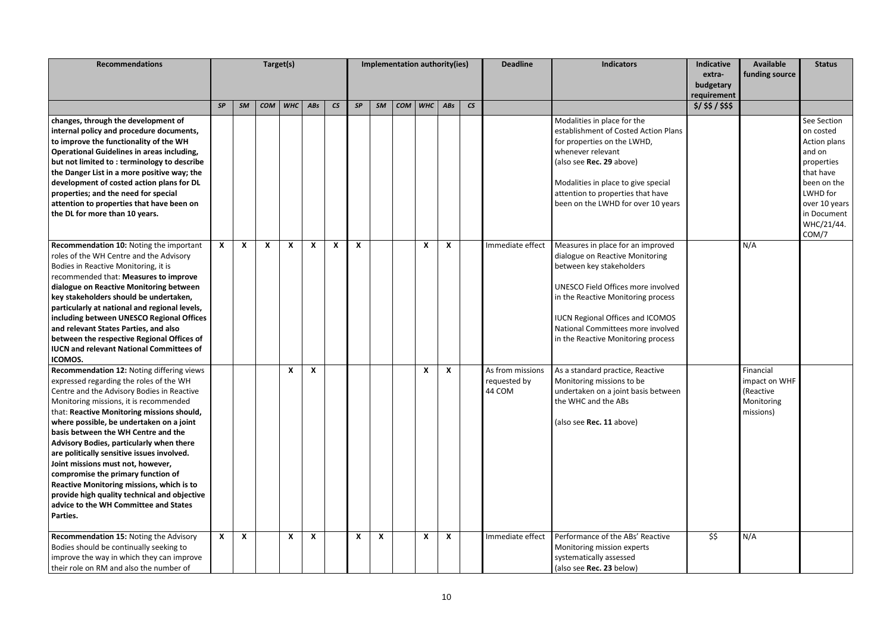| Recommendations | Target(s) | | | | | | Implementation authority(ies) | | | | | | Deadline | Indicators | Indicative extra-budgetary requirement | Available funding source | Status |
|---|---|---|---|---|---|---|---|---|---|---|---|---|---|---|---|---|---|
| | SP | SM | COM | WHC | ABs | CS | SP | SM | COM | WHC | ABs | CS | | | $/ $$ / $$$ | | |
| **changes, through the development of internal policy and procedure documents, to improve the functionality of the WH Operational Guidelines in areas including, but not limited to : terminology to describe the Danger List in a more positive way; the development of costed action plans for DL properties; and the need for special attention to properties that have been on the DL for more than 10 years.** | | | | | | | | | | | | | | Modalities in place for the establishment of Costed Action Plans for properties on the LWHD, whenever relevant (also see **Rec. 29** above)<br><br>Modalities in place to give special attention to properties that have been on the LWHD for over 10 years | | | See Section on costed Action plans and on properties that have been on the LWHD for over 10 years in Document WHC/21/44. COM/7 |
| **Recommendation 10:** Noting the important roles of the WH Centre and the Advisory Bodies in Reactive Monitoring, it is recommended that: **Measures to improve dialogue on Reactive Monitoring between key stakeholders should be undertaken, particularly at national and regional levels, including between UNESCO Regional Offices and relevant States Parties, and also between the respective Regional Offices of IUCN and relevant National Committees of ICOMOS.** | X | X | X | X | X | X | X | | | X | X | | Immediate effect | Measures in place for an improved dialogue on Reactive Monitoring between key stakeholders<br><br>UNESCO Field Offices more involved in the Reactive Monitoring process<br><br>IUCN Regional Offices and ICOMOS National Committees more involved in the Reactive Monitoring process | | N/A | |
| **Recommendation 12:** Noting differing views expressed regarding the roles of the WH Centre and the Advisory Bodies in Reactive Monitoring missions, it is recommended that: **Reactive Monitoring missions should, where possible, be undertaken on a joint basis between the WH Centre and the Advisory Bodies, particularly when there are politically sensitive issues involved. Joint missions must not, however, compromise the primary function of Reactive Monitoring missions, which is to provide high quality technical and objective advice to the WH Committee and States Parties.** | | | | X | X | | | | | X | X | | As from missions requested by 44 COM | As a standard practice, Reactive Monitoring missions to be undertaken on a joint basis between the WHC and the ABs<br><br>(also see **Rec. 11** above) | | Financial impact on WHF (Reactive Monitoring missions) | |
| **Recommendation 15:** Noting the Advisory Bodies should be continually seeking to improve the way in which they can improve their role on RM and also the number of | X | X | | X | X | | X | X | | X | X | | Immediate effect | Performance of the ABs' Reactive Monitoring mission experts systematically assessed (also see **Rec. 23** below) | $$ | N/A | |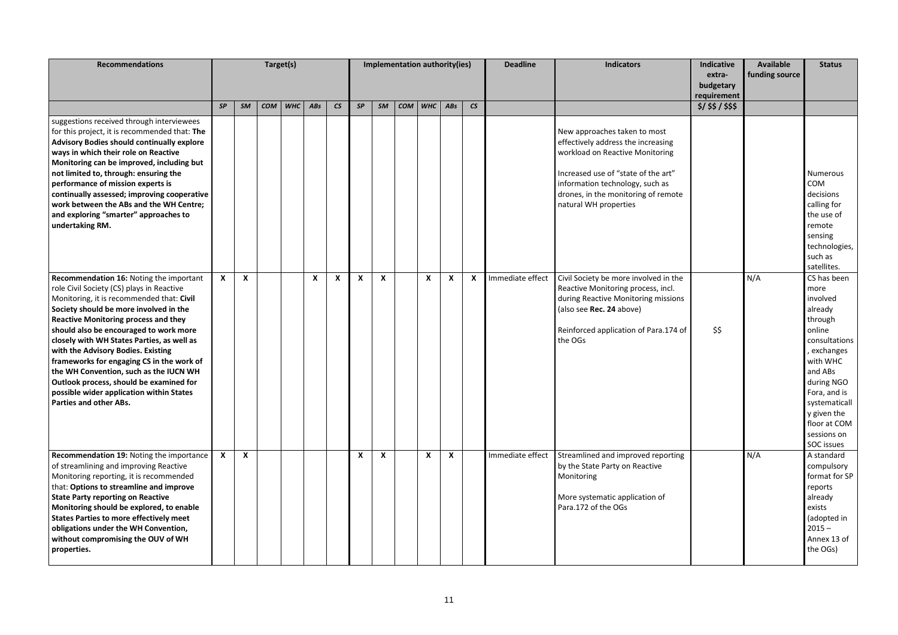| Recommendations | Target(s) | | | | | | Implementation authority(ies) | | | | | | Deadline | Indicators | Indicative extra-budgetary requirement | Available funding source | Status |
|---|---|---|---|---|---|---|---|---|---|---|---|---|---|---|---|---|---|
| | SP | SM | COM | WHC | ABs | CS | SP | SM | COM | WHC | ABs | CS | | | $/ $$ / $$$ | | |
| suggestions received through interviewees for this project, it is recommended that: **The Advisory Bodies should continually explore ways in which their role on Reactive Monitoring can be improved, including but not limited to, through: ensuring the performance of mission experts is continually assessed; improving cooperative work between the ABs and the WH Centre; and exploring "smarter" approaches to undertaking RM.** | | | | | | | | | | | | | | New approaches taken to most effectively address the increasing workload on Reactive Monitoring<br><br>Increased use of "state of the art" information technology, such as drones, in the monitoring of remote natural WH properties | | | Numerous COM decisions calling for the use of remote sensing technologies, such as satellites. |
| **Recommendation 16:** Noting the important role Civil Society (CS) plays in Reactive Monitoring, it is recommended that: **Civil Society should be more involved in the Reactive Monitoring process and they should also be encouraged to work more closely with WH States Parties, as well as with the Advisory Bodies. Existing frameworks for engaging CS in the work of the WH Convention, such as the IUCN WH Outlook process, should be examined for possible wider application within States Parties and other ABs.** | X | X | | | X | X | X | X | | X | X | X | Immediate effect | Civil Society be more involved in the Reactive Monitoring process, incl. during Reactive Monitoring missions (also see **Rec. 24** above)<br><br>Reinforced application of Para.174 of the OGs | $$ | N/A | CS has been more involved already through online consultations, exchanges with WHC and ABs during NGO Fora, and is systematically given the floor at COM sessions on SOC issues |
| **Recommendation 19:** Noting the importance of streamlining and improving Reactive Monitoring reporting, it is recommended that: **Options to streamline and improve State Party reporting on Reactive Monitoring should be explored, to enable States Parties to more effectively meet obligations under the WH Convention, without compromising the OUV of WH properties.** | X | X | | | | | X | X | | X | X | | Immediate effect | Streamlined and improved reporting by the State Party on Reactive Monitoring<br><br>More systematic application of Para.172 of the OGs | | N/A | A standard compulsory format for SP reports already exists (adopted in 2015 – Annex 13 of the OGs) |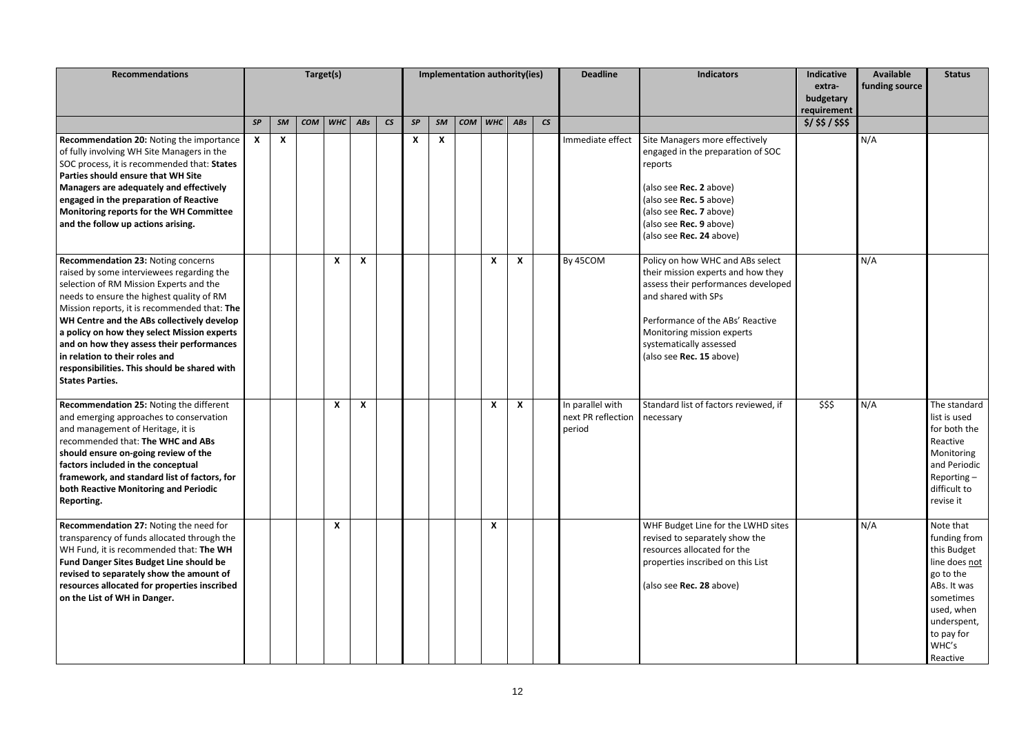| Recommendations | Target(s) | | | | | | Implementation authority(ies) | | | | | | Deadline | Indicators | Indicative extra-budgetary requirement | Available funding source | Status |
|---|---|---|---|---|---|---|---|---|---|---|---|---|---|---|---|---|---|
| | *SP* | *SM* | *COM* | *WHC* | *ABs* | *CS* | *SP* | *SM* | *COM* | *WHC* | *ABs* | *CS* | | | $/ $$ / $$$ | | |
| **Recommendation 20:** Noting the importance of fully involving WH Site Managers in the SOC process, it is recommended that: **States Parties should ensure that WH Site Managers are adequately and effectively engaged in the preparation of Reactive Monitoring reports for the WH Committee and the follow up actions arising.** | X | X | | | | | X | X | | | | | Immediate effect | Site Managers more effectively engaged in the preparation of SOC reports<br><br>(also see **Rec. 2** above)<br>(also see **Rec. 5** above)<br>(also see **Rec. 7** above)<br>(also see **Rec. 9** above)<br>(also see **Rec. 24** above) | | N/A | |
| **Recommendation 23:** Noting concerns raised by some interviewees regarding the selection of RM Mission Experts and the needs to ensure the highest quality of RM Mission reports, it is recommended that: **The WH Centre and the ABs collectively develop a policy on how they select Mission experts and on how they assess their performances in relation to their roles and responsibilities. This should be shared with States Parties.** | | | | X | X | | | | | X | X | | By 45COM | Policy on how WHC and ABs select their mission experts and how they assess their performances developed and shared with SPs<br><br>Performance of the ABs' Reactive Monitoring mission experts systematically assessed<br>(also see **Rec. 15** above) | | N/A | |
| **Recommendation 25:** Noting the different and emerging approaches to conservation and management of Heritage, it is recommended that: **The WHC and ABs should ensure on-going review of the factors included in the conceptual framework, and standard list of factors, for both Reactive Monitoring and Periodic Reporting.** | | | | X | X | | | | | X | X | | In parallel with next PR reflection period | Standard list of factors reviewed, if necessary | $$$ | N/A | The standard list is used for both the Reactive Monitoring and Periodic Reporting – difficult to revise it |
| **Recommendation 27:** Noting the need for transparency of funds allocated through the WH Fund, it is recommended that: **The WH Fund Danger Sites Budget Line should be revised to separately show the amount of resources allocated for properties inscribed on the List of WH in Danger.** | | | | X | | | | | | X | | | | WHF Budget Line for the LWHD sites revised to separately show the resources allocated for the properties inscribed on this List<br><br>(also see **Rec. 28** above) | | N/A | Note that funding from this Budget line does not go to the ABs. It was sometimes used, when underspent, to pay for WHC's Reactive |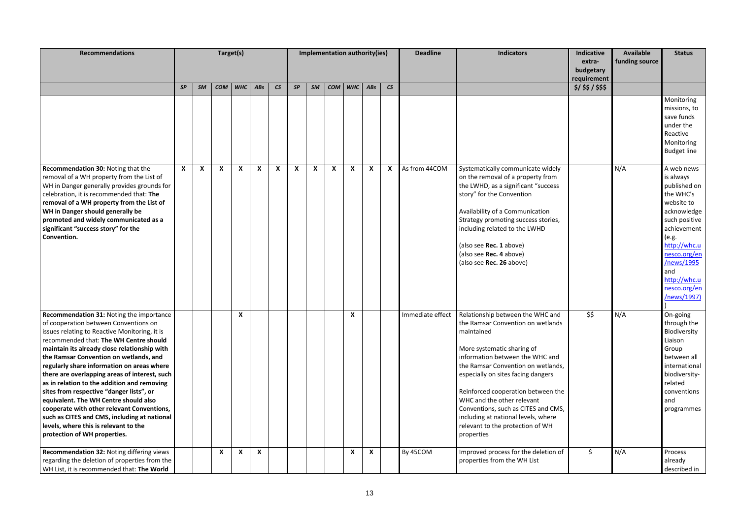| Recommendations | Target(s) | | | | | | Implementation authority(ies) | | | | | | Deadline | Indicators | Indicative extra-budgetary requirement | Available funding source | Status |
|---|---|---|---|---|---|---|---|---|---|---|---|---|---|---|---|---|---|
| | *SP* | *SM* | *COM* | *WHC* | *ABs* | *CS* | *SP* | *SM* | *COM* | *WHC* | *ABs* | *CS* | | | $/ $$ / $$$ | | |
| | | | | | | | | | | | | | | | | | Monitoring missions, to save funds under the Reactive Monitoring Budget line |
| **Recommendation 30:** Noting that the removal of a WH property from the List of WH in Danger generally provides grounds for celebration, it is recommended that: **The removal of a WH property from the List of WH in Danger should generally be promoted and widely communicated as a significant "success story" for the Convention.** | X | X | X | X | X | X | X | X | X | X | X | X | As from 44COM | Systematically communicate widely on the removal of a property from the LWHD, as a significant "success story" for the Convention<br><br>Availability of a Communication Strategy promoting success stories, including related to the LWHD<br><br>(also see **Rec. 1** above)<br>(also see **Rec. 4** above)<br>(also see **Rec. 26** above) | | N/A | A web news is always published on the WHC's website to acknowledge such positive achievement (e.g. http://whc.unesco.org/en/news/1995 and http://whc.unesco.org/en/news/1997)) |
| **Recommendation 31:** Noting the importance of cooperation between Conventions on issues relating to Reactive Monitoring, it is recommended that: **The WH Centre should maintain its already close relationship with the Ramsar Convention on wetlands, and regularly share information on areas where there are overlapping areas of interest, such as in relation to the addition and removing sites from respective "danger lists", or equivalent. The WH Centre should also cooperate with other relevant Conventions, such as CITES and CMS, including at national levels, where this is relevant to the protection of WH properties.** | | | | X | | | | | | X | | | Immediate effect | Relationship between the WHC and the Ramsar Convention on wetlands maintained<br><br>More systematic sharing of information between the WHC and the Ramsar Convention on wetlands, especially on sites facing dangers<br><br>Reinforced cooperation between the WHC and the other relevant Conventions, such as CITES and CMS, including at national levels, where relevant to the protection of WH properties | $$ | N/A | On-going through the Biodiversity Liaison Group between all international biodiversity-related conventions and programmes |
| **Recommendation 32:** Noting differing views regarding the deletion of properties from the WH List, it is recommended that: **The World** | | | X | X | X | | | | | X | X | | By 45COM | Improved process for the deletion of properties from the WH List | $ | N/A | Process already described in |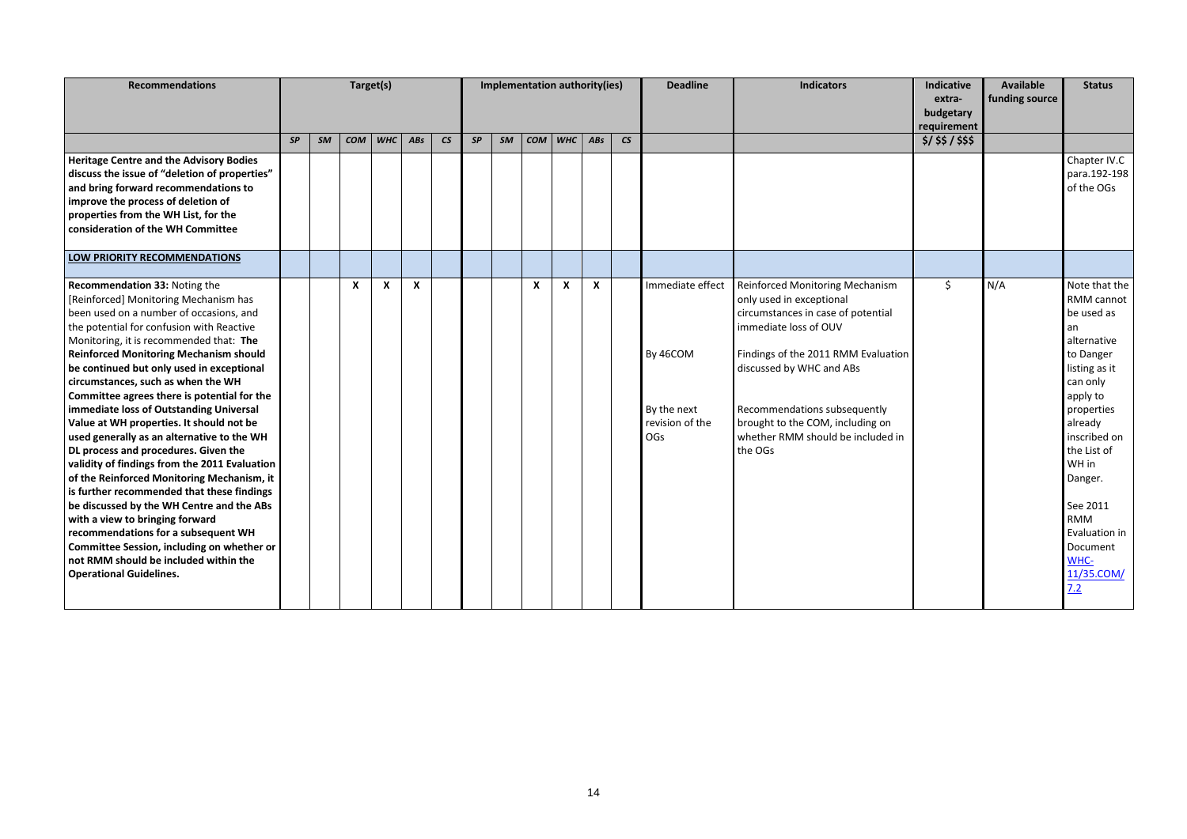| Recommendations | Target(s) | | | | | | Implementation authority(ies) | | | | | | Deadline | Indicators | Indicative extra-budgetary requirement | Available funding source | Status |
|---|---|---|---|---|---|---|---|---|---|---|---|---|---|---|---|---|---|
| | SP | SM | COM | WHC | ABs | CS | SP | SM | COM | WHC | ABs | CS | | | $/ $$ / $$$ | | |
| **Heritage Centre and the Advisory Bodies discuss the issue of "deletion of properties" and bring forward recommendations to improve the process of deletion of properties from the WH List, for the consideration of the WH Committee** | | | | | | | | | | | | | | | | | Chapter IV.C para.192-198 of the OGs |
| **LOW PRIORITY RECOMMENDATIONS** | | | | | | | | | | | | | | | | | |
| **Recommendation 33:** Noting the [Reinforced] Monitoring Mechanism has been used on a number of occasions, and the potential for confusion with Reactive Monitoring, it is recommended that: **The Reinforced Monitoring Mechanism should be continued but only used in exceptional circumstances, such as when the WH Committee agrees there is potential for the immediate loss of Outstanding Universal Value at WH properties. It should not be used generally as an alternative to the WH DL process and procedures. Given the validity of findings from the 2011 Evaluation of the Reinforced Monitoring Mechanism, it is further recommended that these findings be discussed by the WH Centre and the ABs with a view to bringing forward recommendations for a subsequent WH Committee Session, including on whether or not RMM should be included within the Operational Guidelines.** | | | X | X | X | | | | X | X | X | | Immediate effect<br><br>By 46COM<br><br>By the next revision of the OGs | Reinforced Monitoring Mechanism only used in exceptional circumstances in case of potential immediate loss of OUV<br><br>Findings of the 2011 RMM Evaluation discussed by WHC and ABs<br><br>Recommendations subsequently brought to the COM, including on whether RMM should be included in the OGs | $ | N/A | Note that the RMM cannot be used as an alternative to Danger listing as it can only apply to properties already inscribed on the List of WH in Danger.<br><br>See 2011 RMM Evaluation in Document WHC-11/35.COM/7.2 |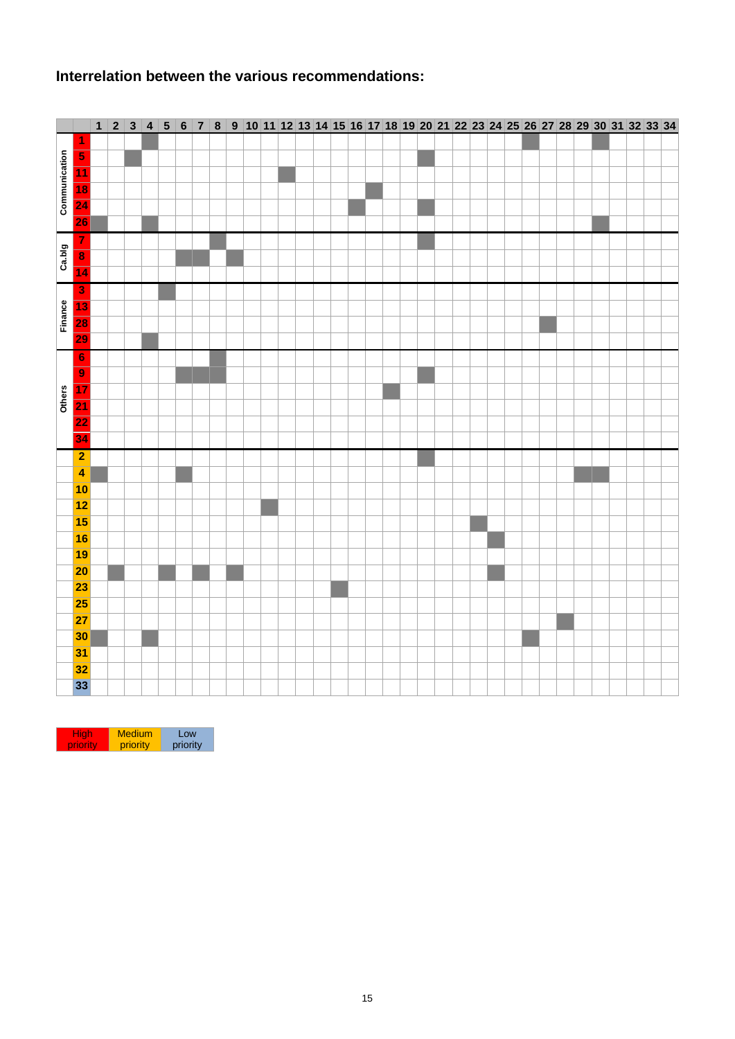## Interrelation between the various recommendations:

| | | 1 | 2 | 3 | 4 | 5 | 6 | 7 | 8 | 9 | 10 | 11 | 12 | 13 | 14 | 15 | 16 | 17 | 18 | 19 | 20 | 21 | 22 | 23 | 24 | 25 | 26 | 27 | 28 | 29 | 30 | 31 | 32 | 33 | 34 |
|---|---|---|---|---|---|---|---|---|---|---|---|---|---|---|---|---|---|---|---|---|---|---|---|---|---|---|---|---|---|---|---|---|---|---|---|
| Communication | 1 | | | | X | | | | | | | | | | | | | | | | | | | | | | X | | | | X | | | | |
| | 5 | | | X | | | | | | | | | | | | | | | | | X | | | | | | | | | | | | | | |
| | 11 | | | | | | | | | | | | X | | | | | | | | | | | | | | | | | | | | | | |
| | 18 | | | | | | | | | | | | | | | | | X | | | | | | | | | | | | | | | | | |
| | 24 | | | | | | | | | | | | | | | | X | | | | X | | | | | | | | | | | | | | |
| | 26 | X | | | X | | | | | | | | | | | | | | | | | | | | | | | | | | X | | | | |
| Ca.blg | 7 | | | | | | | | X | | | | | | | | | | | | X | | | | | | | | | | | | | | |
| | 8 | | | | | | X | X | | X | | | | | | | | | | | | | | | | | | | | | | | | | |
| | 14 | | | | | | | | | | | | | | | | | | | | | | | | | | | | | | | | | | |
| Finance | 3 | | | | | X | | | | | | | | | | | | | | | | | | | | | | | | | | | | | |
| | 13 | | | | | | | | | | | | | | | | | | | | | | | | | | | | | | | | | | |
| | 28 | | | | | | | | | | | | | | | | | | | | | | | | | | | X | | | | | | | |
| | 29 | | | | X | | | | | | | | | | | | | | | | | | | | | | | | | | | | | | |
| Others | 6 | | | | | | | | X | | | | | | | | | | | | | | | | | | | | | | | | | | |
| | 9 | | | | | | X | X | X | | | | | | | | | | | | X | | | | | | | | | | | | | | |
| | 17 | | | | | | | | | | | | | | | | | | X | | | | | | | | | | | | | | | | |
| | 21 | | | | | | | | | | | | | | | | | | | | | | | | | | | | | | | | | | |
| | 22 | | | | | | | | | | | | | | | | | | | | | | | | | | | | | | | | | | |
| | 34 | | | | | | | | | | | | | | | | | | | | | | | | | | | | | | | | | | |
| | 2 | | | | | | | | | | | | | | | | | | | | X | | | | | | | | | | | | | | |
| | 4 | X | | | | | X | | | | | | | | | | | | | | | | | | | | | | | X | X | | | | |
| | 10 | | | | | | | | | | | | | | | | | | | | | | | | | | | | | | | | | | |
| | 12 | | | | | | | | | | | X | | | | | | | | | | | | | | | | | | | | | | | |
| | 15 | | | | | | | | | | | | | | | | | | | | | | | X | | | | | | | | | | | |
| | 16 | | | | | | | | | | | | | | | | | | | | | | | | X | | | | | | | | | | |
| | 19 | | | | | | | | | | | | | | | | | | | | | | | | | | | | | | | | | | |
| | 20 | | X | | | X | | X | | X | | | | | | | | | | | | | | | X | | | | | | | | | | |
| | 23 | | | | | | | | | | | | | | | X | | | | | | | | | | | | | | | | | | | |
| | 25 | | | | | | | | | | | | | | | | | | | | | | | | | | | | | | | | | | |
| | 27 | | | | | | | | | | | | | | | | | | | | | | | | | | | | X | | | | | | |
| | 30 | X | | | X | | | | | | | | | | | | | | | | | | | | | | X | | | | | | | | |
| | 31 | | | | | | | | | | | | | | | | | | | | | | | | | | | | | | | | | | |
| | 32 | | | | | | | | | | | | | | | | | | | | | | | | | | | | | | | | | | |
| | 33 | | | | | | | | | | | | | | | | | | | | | | | | | | | | | | | | | | |

High priority | Medium priority | Low priority